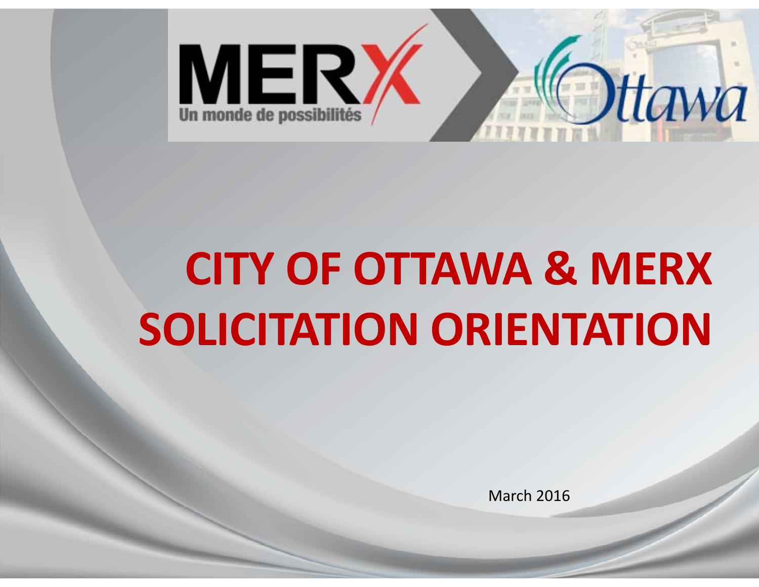# CITY OF OTTAWA & MERX SOLICITATION ORIENTATION

March 2016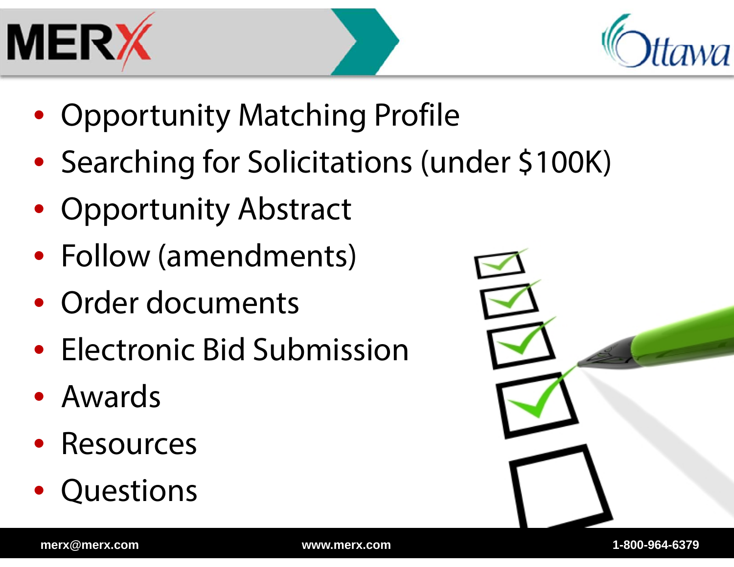- Opportunity Matching Profile
- Searching for Solicitations (under $100K)
- Opportunity Abstract
- Follow (amendments)
- Order documents
- Electronic Bid Submission
- Awards
- Resources
- Questions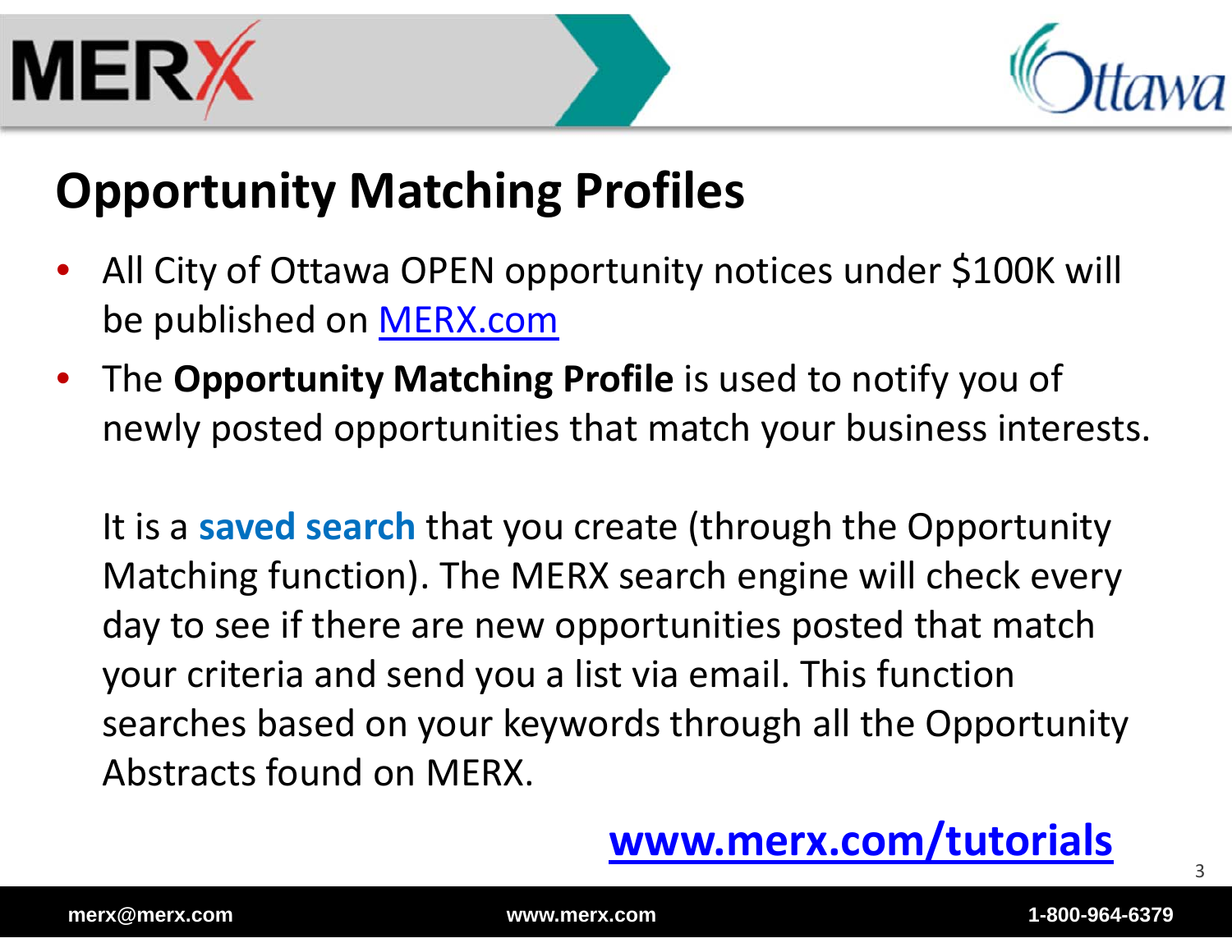# Opportunity Matching Profiles

- All City of Ottawa OPEN opportunity notices under $100K will be published on [MERX.com](MERX.com)
- The **Opportunity Matching Profile** is used to notify you of newly posted opportunities that match your business interests.

  It is a **saved search** that you create (through the Opportunity Matching function). The MERX search engine will check every day to see if there are new opportunities posted that match your criteria and send you a list via email. This function searches based on your keywords through all the Opportunity Abstracts found on MERX.

**[www.merx.com/tutorials](www.merx.com/tutorials)**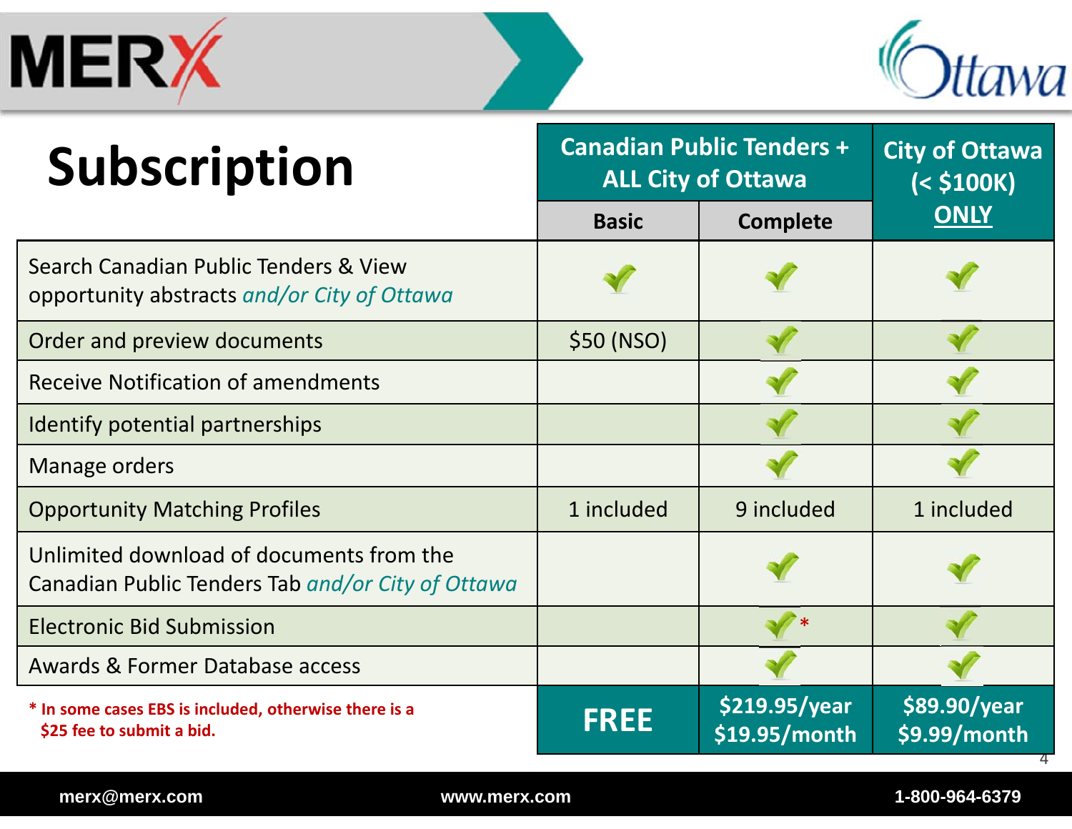# Subscription

| | Canadian Public Tenders + ALL City of Ottawa | | City of Ottawa (< $100K) ONLY |
|---|---|---|---|
| | Basic | Complete | |
| Search Canadian Public Tenders & View opportunity abstracts *and/or City of Ottawa* | ✔ | ✔ | ✔ |
| Order and preview documents | $50 (NSO) | ✔ | ✔ |
| Receive Notification of amendments | | ✔ | ✔ |
| Identify potential partnerships | | ✔ | ✔ |
| Manage orders | | ✔ | ✔ |
| Opportunity Matching Profiles | 1 included | 9 included | 1 included |
| Unlimited download of documents from the Canadian Public Tenders Tab *and/or City of Ottawa* | | ✔ | ✔ |
| Electronic Bid Submission | | ✔* | ✔ |
| Awards & Former Database access | | ✔ | ✔ |
| | FREE | $219.95/year $19.95/month | $89.90/year $9.99/month |

**\* In some cases EBS is included, otherwise there is a $25 fee to submit a bid.**

merx@merx.com www.merx.com 1-800-964-6379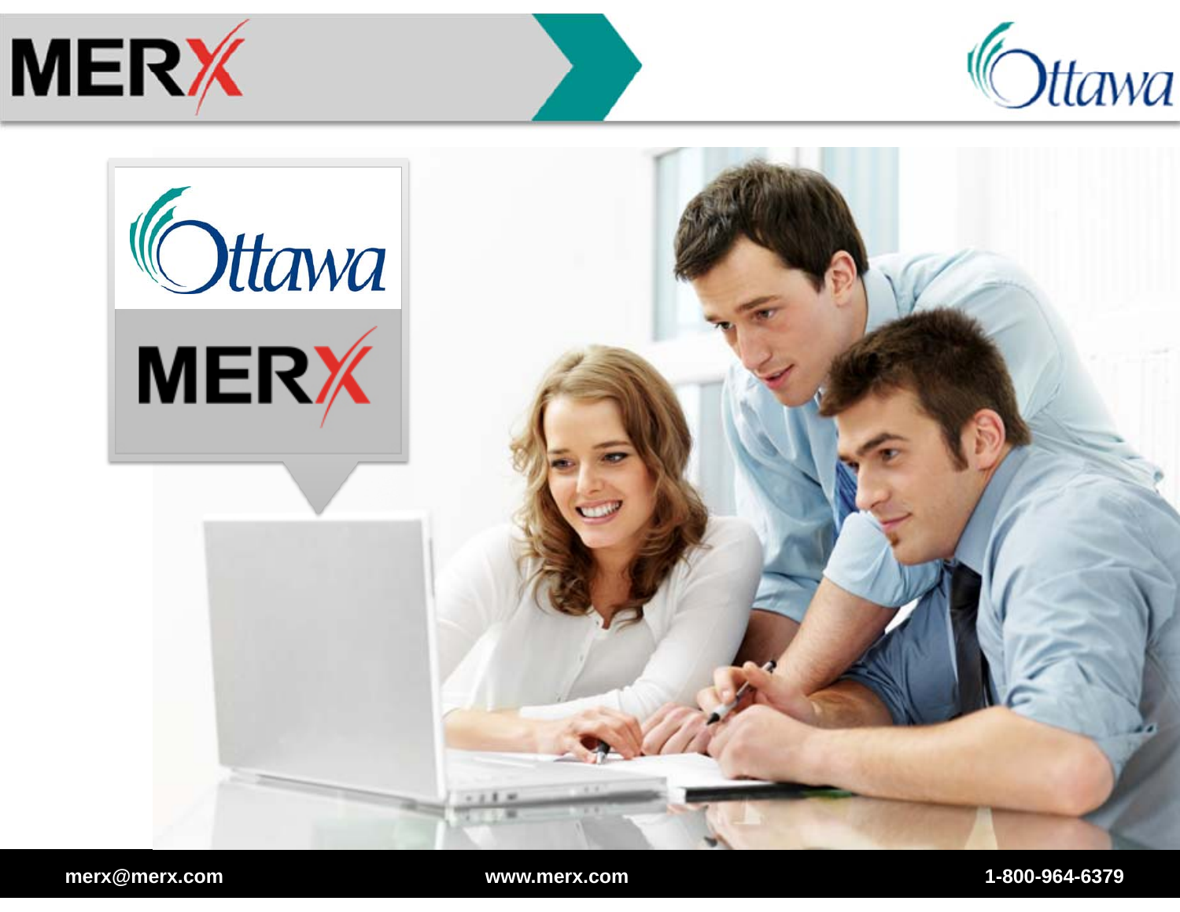merx@merx.com www.merx.com 1-800-964-6379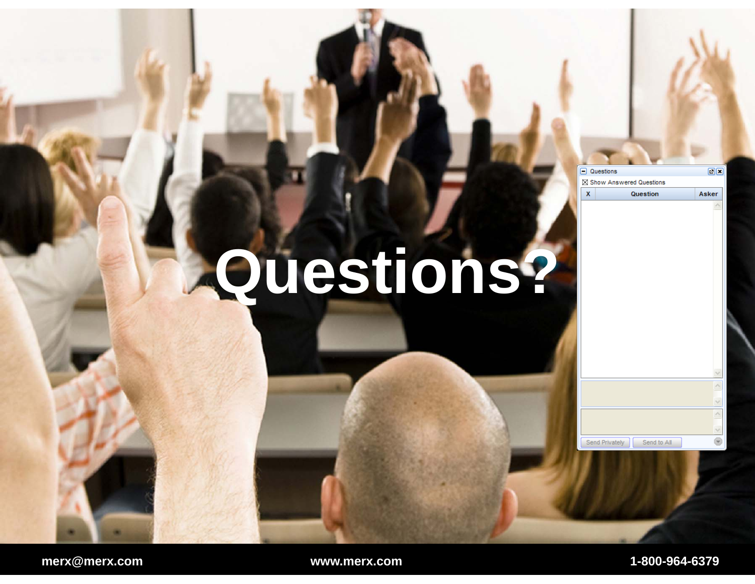# Questions?

merx@merx.com www.merx.com 1-800-964-6379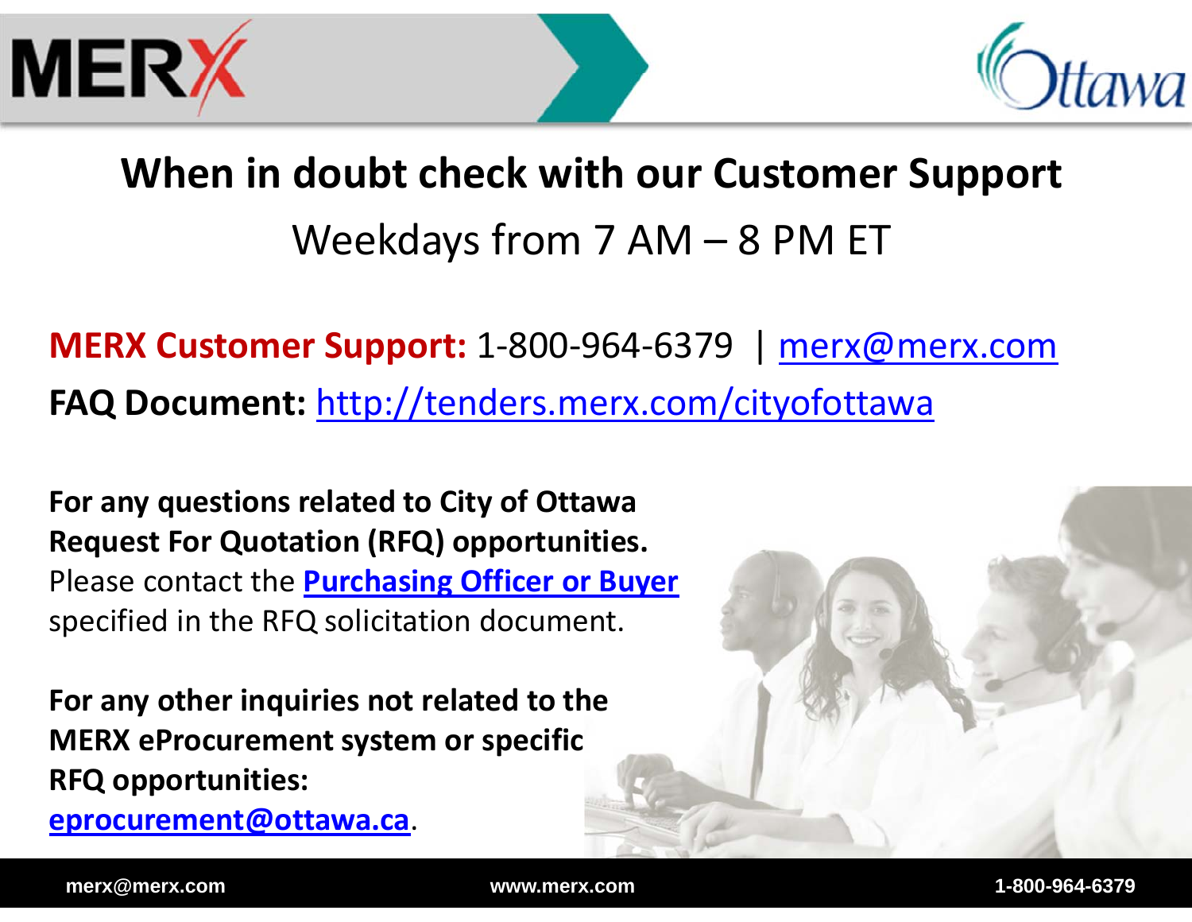# When in doubt check with our Customer Support

Weekdays from 7 AM – 8 PM ET

**MERX Customer Support:** 1-800-964-6379 | merx@merx.com

**FAQ Document:** http://tenders.merx.com/cityofottawa

**For any questions related to City of Ottawa Request For Quotation (RFQ) opportunities.** Please contact the **Purchasing Officer or Buyer** specified in the RFQ solicitation document.

**For any other inquiries not related to the MERX eProcurement system or specific RFQ opportunities:** **eprocurement@ottawa.ca**.